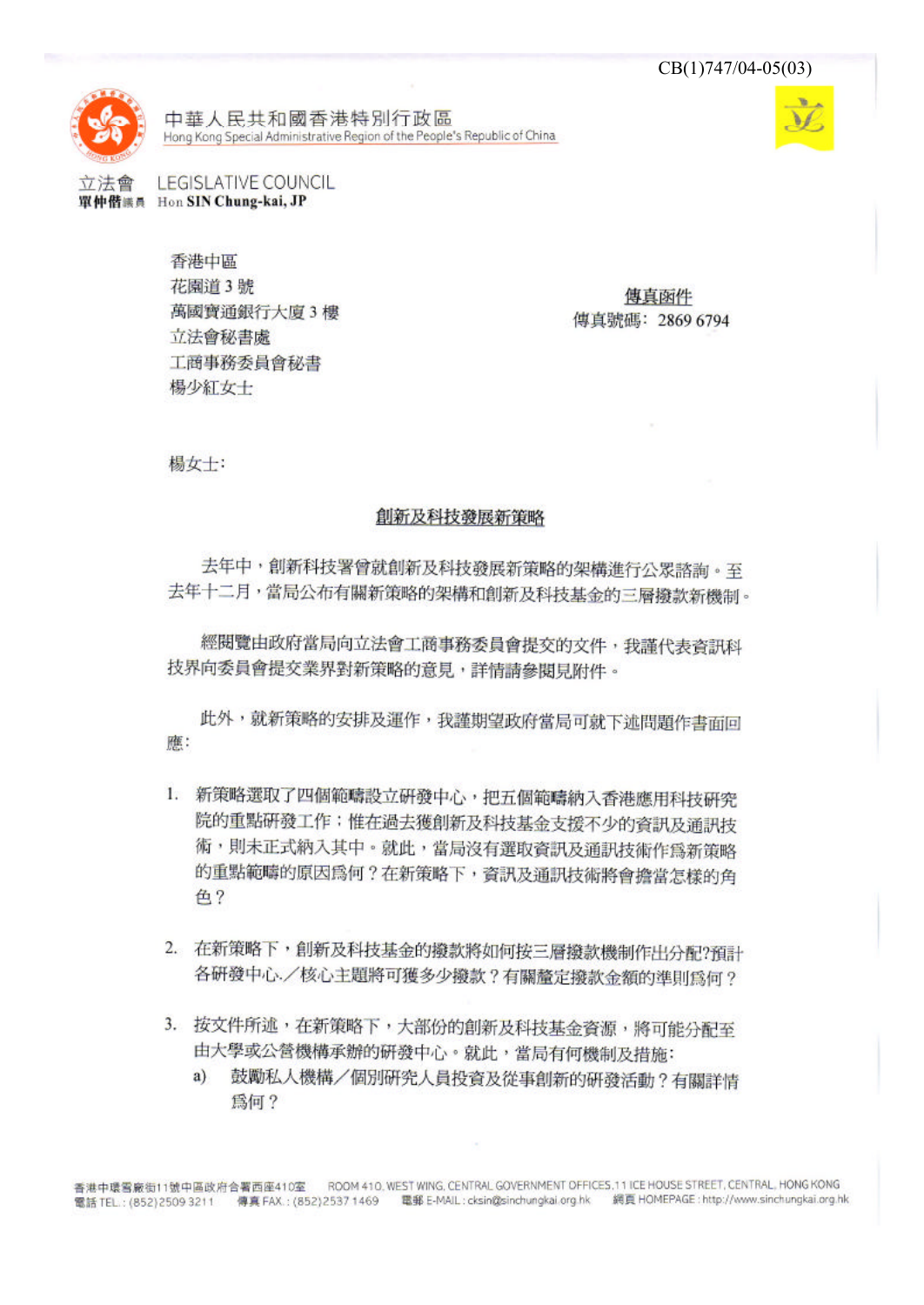CB(1)747/04-05(03)

中華人民共和國香港特別行政區
Hong Kong Special Administrative Region of the People's Republic of China

立法會 LEGISLATIVE COUNCIL
**單仲偕議員 Hon SIN Chung-kai, JP**

香港中區
花園道 3 號
萬國寶通銀行大廈 3 樓
立法會秘書處
工商事務委員會秘書
楊少紅女士

<u>傳真函件</u>
傳真號碼：2869 6794

楊女士：

<u>創新及科技發展新策略</u>

去年中，創新科技署曾就創新及科技發展新策略的架構進行公眾諮詢。至去年十二月，當局公布有關新策略的架構和創新及科技基金的三層撥款新機制。

經閱覽由政府當局向立法會工商事務委員會提交的文件，我謹代表資訊科技界向委員會提交業界對新策略的意見，詳情請參閱見附件。

此外，就新策略的安排及運作，我謹期望政府當局可就下述問題作書面回應：

1. 新策略選取了四個範疇設立研發中心，把五個範疇納入香港應用科技研究院的重點研發工作；惟在過去獲創新及科技基金支援不少的資訊及通訊技術，則未正式納入其中。就此，當局沒有選取資訊及通訊技術作爲新策略的重點範疇的原因爲何？在新策略下，資訊及通訊技術將會擔當怎樣的角色？

2. 在新策略下，創新及科技基金的撥款將如何按三層撥款機制作出分配?預計各研發中心／核心主題將可獲多少撥款？有關釐定撥款金額的準則爲何？

3. 按文件所述，在新策略下，大部份的創新及科技基金資源，將可能分配至由大學或公營機構承辦的研發中心。就此，當局有何機制及措施：
   a) 鼓勵私人機構／個別研究人員投資及從事創新的研發活動？有關詳情爲何？

香港中環雪廠街11號中區政府合署西座410室 ROOM 410, WEST WING, CENTRAL GOVERNMENT OFFICES, 11 ICE HOUSE STREET, CENTRAL, HONG KONG
電話 TEL.: (852)2509 3211 傳真 FAX.: (852)2537 1469 電郵 E-MAIL: cksin@sinchungkai.org.hk 網頁 HOMEPAGE: http://www.sinchungkai.org.hk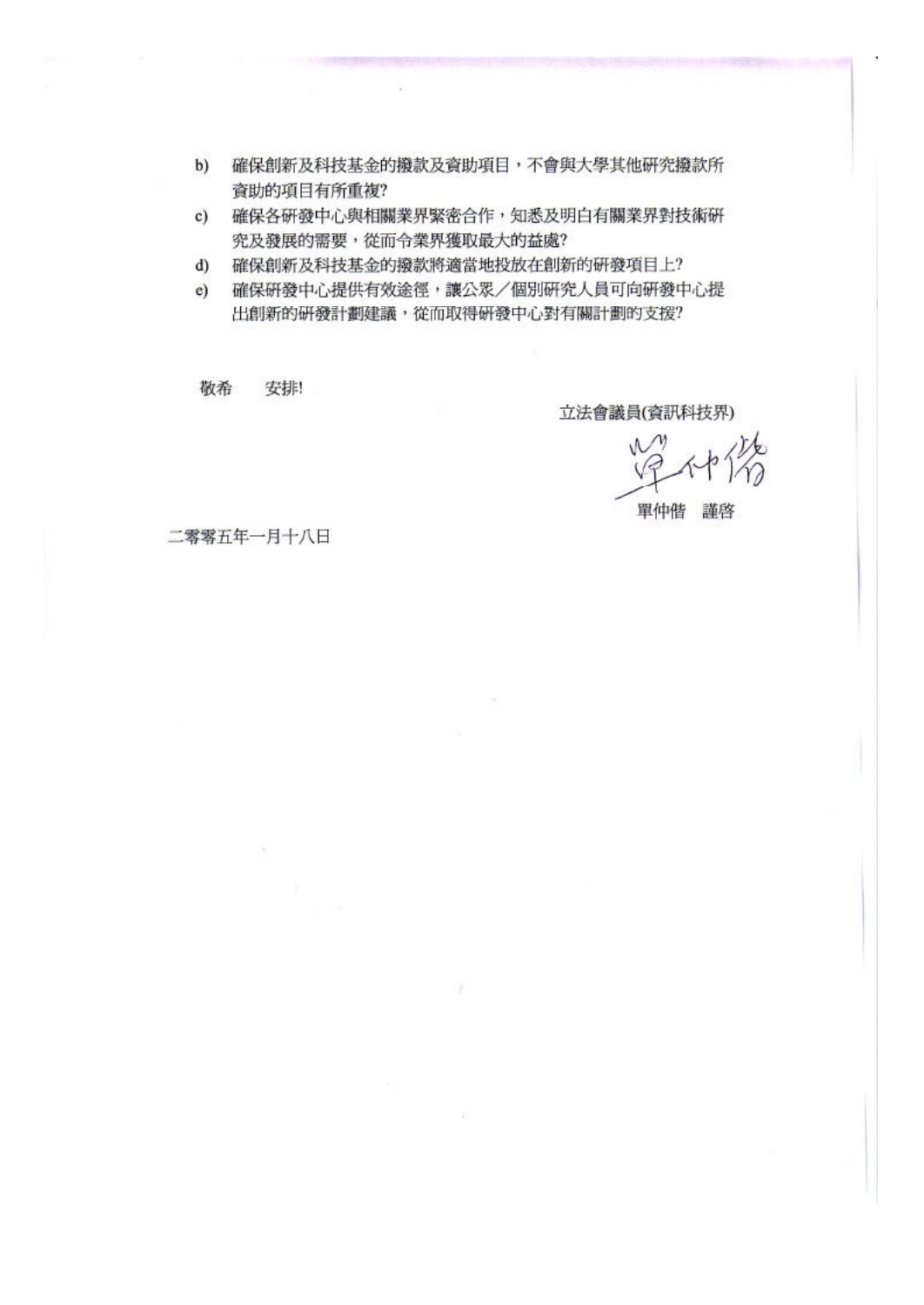b) 確保創新及科技基金的撥款及資助項目，不會與大學其他研究撥款所資助的項目有所重複?

c) 確保各研發中心與相關業界緊密合作，知悉及明白有關業界對技術研究及發展的需要，從而令業界獲取最大的益處?

d) 確保創新及科技基金的撥款將適當地投放在創新的研發項目上?

e) 確保研發中心提供有效途徑，讓公眾／個別研究人員可向研發中心提出創新的研發計劃建議，從而取得研發中心對有關計劃的支援?

敬希　安排!

立法會議員(資訊科技界)

單仲偕　謹啓

二零零五年一月十八日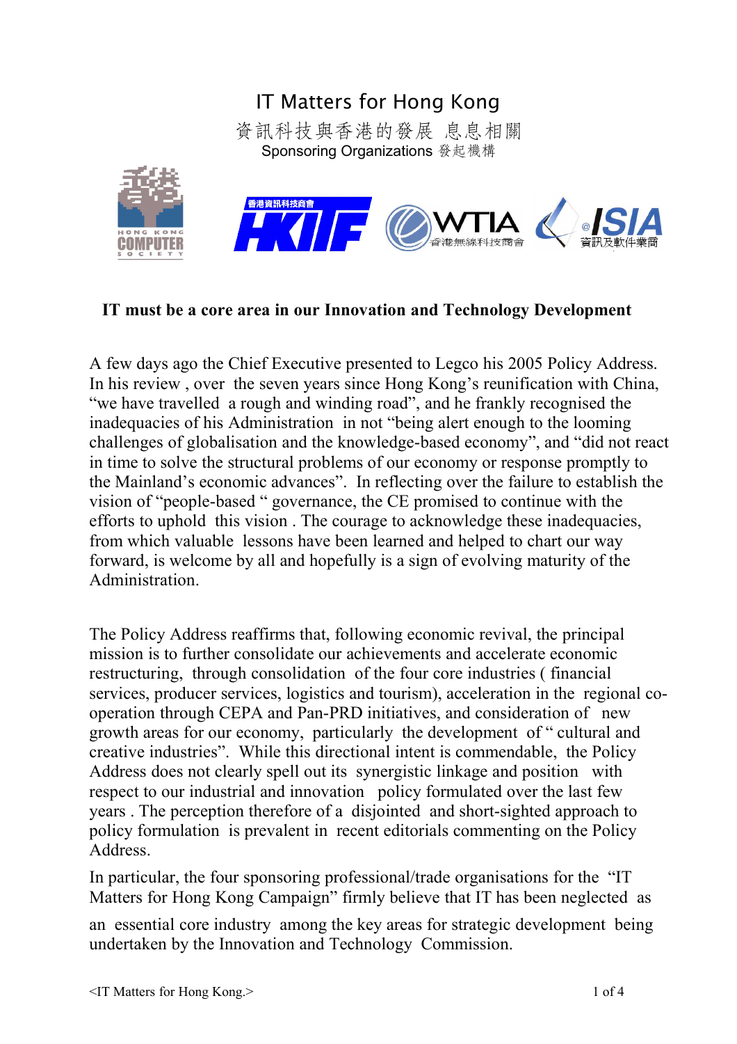# IT Matters for Hong Kong

資訊科技與香港的發展 息息相關

Sponsoring Organizations 發起機構

**IT must be a core area in our Innovation and Technology Development**

A few days ago the Chief Executive presented to Legco his 2005 Policy Address. In his review , over the seven years since Hong Kong's reunification with China, "we have travelled a rough and winding road", and he frankly recognised the inadequacies of his Administration in not "being alert enough to the looming challenges of globalisation and the knowledge-based economy", and "did not react in time to solve the structural problems of our economy or response promptly to the Mainland's economic advances". In reflecting over the failure to establish the vision of "people-based " governance, the CE promised to continue with the efforts to uphold this vision . The courage to acknowledge these inadequacies, from which valuable lessons have been learned and helped to chart our way forward, is welcome by all and hopefully is a sign of evolving maturity of the Administration.

The Policy Address reaffirms that, following economic revival, the principal mission is to further consolidate our achievements and accelerate economic restructuring, through consolidation of the four core industries ( financial services, producer services, logistics and tourism), acceleration in the regional co-operation through CEPA and Pan-PRD initiatives, and consideration of new growth areas for our economy, particularly the development of " cultural and creative industries". While this directional intent is commendable, the Policy Address does not clearly spell out its synergistic linkage and position with respect to our industrial and innovation policy formulated over the last few years . The perception therefore of a disjointed and short-sighted approach to policy formulation is prevalent in recent editorials commenting on the Policy Address.

In particular, the four sponsoring professional/trade organisations for the "IT Matters for Hong Kong Campaign" firmly believe that IT has been neglected as an essential core industry among the key areas for strategic development being undertaken by the Innovation and Technology Commission.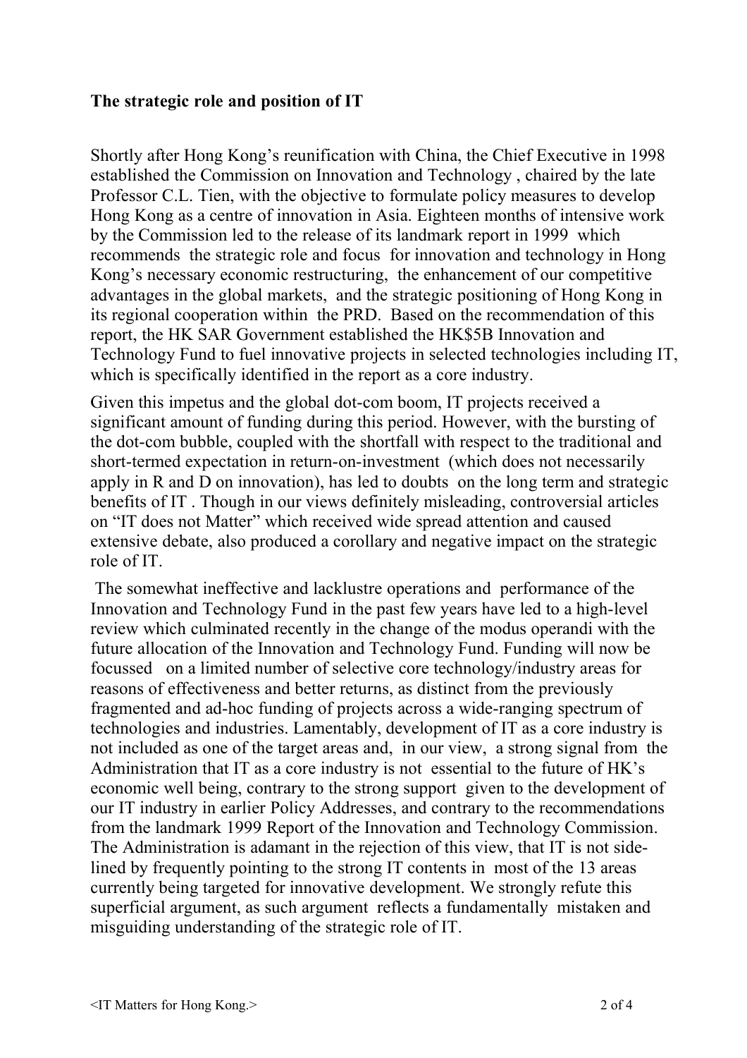**The strategic role and position of IT**

Shortly after Hong Kong's reunification with China, the Chief Executive in 1998 established the Commission on Innovation and Technology , chaired by the late Professor C.L. Tien, with the objective to formulate policy measures to develop Hong Kong as a centre of innovation in Asia. Eighteen months of intensive work by the Commission led to the release of its landmark report in 1999 which recommends the strategic role and focus for innovation and technology in Hong Kong's necessary economic restructuring, the enhancement of our competitive advantages in the global markets, and the strategic positioning of Hong Kong in its regional cooperation within the PRD. Based on the recommendation of this report, the HK SAR Government established the HK$5B Innovation and Technology Fund to fuel innovative projects in selected technologies including IT, which is specifically identified in the report as a core industry.

Given this impetus and the global dot-com boom, IT projects received a significant amount of funding during this period. However, with the bursting of the dot-com bubble, coupled with the shortfall with respect to the traditional and short-termed expectation in return-on-investment (which does not necessarily apply in R and D on innovation), has led to doubts on the long term and strategic benefits of IT . Though in our views definitely misleading, controversial articles on "IT does not Matter" which received wide spread attention and caused extensive debate, also produced a corollary and negative impact on the strategic role of IT.

The somewhat ineffective and lacklustre operations and performance of the Innovation and Technology Fund in the past few years have led to a high-level review which culminated recently in the change of the modus operandi with the future allocation of the Innovation and Technology Fund. Funding will now be focussed on a limited number of selective core technology/industry areas for reasons of effectiveness and better returns, as distinct from the previously fragmented and ad-hoc funding of projects across a wide-ranging spectrum of technologies and industries. Lamentably, development of IT as a core industry is not included as one of the target areas and, in our view, a strong signal from the Administration that IT as a core industry is not essential to the future of HK's economic well being, contrary to the strong support given to the development of our IT industry in earlier Policy Addresses, and contrary to the recommendations from the landmark 1999 Report of the Innovation and Technology Commission. The Administration is adamant in the rejection of this view, that IT is not side-lined by frequently pointing to the strong IT contents in most of the 13 areas currently being targeted for innovative development. We strongly refute this superficial argument, as such argument reflects a fundamentally mistaken and misguiding understanding of the strategic role of IT.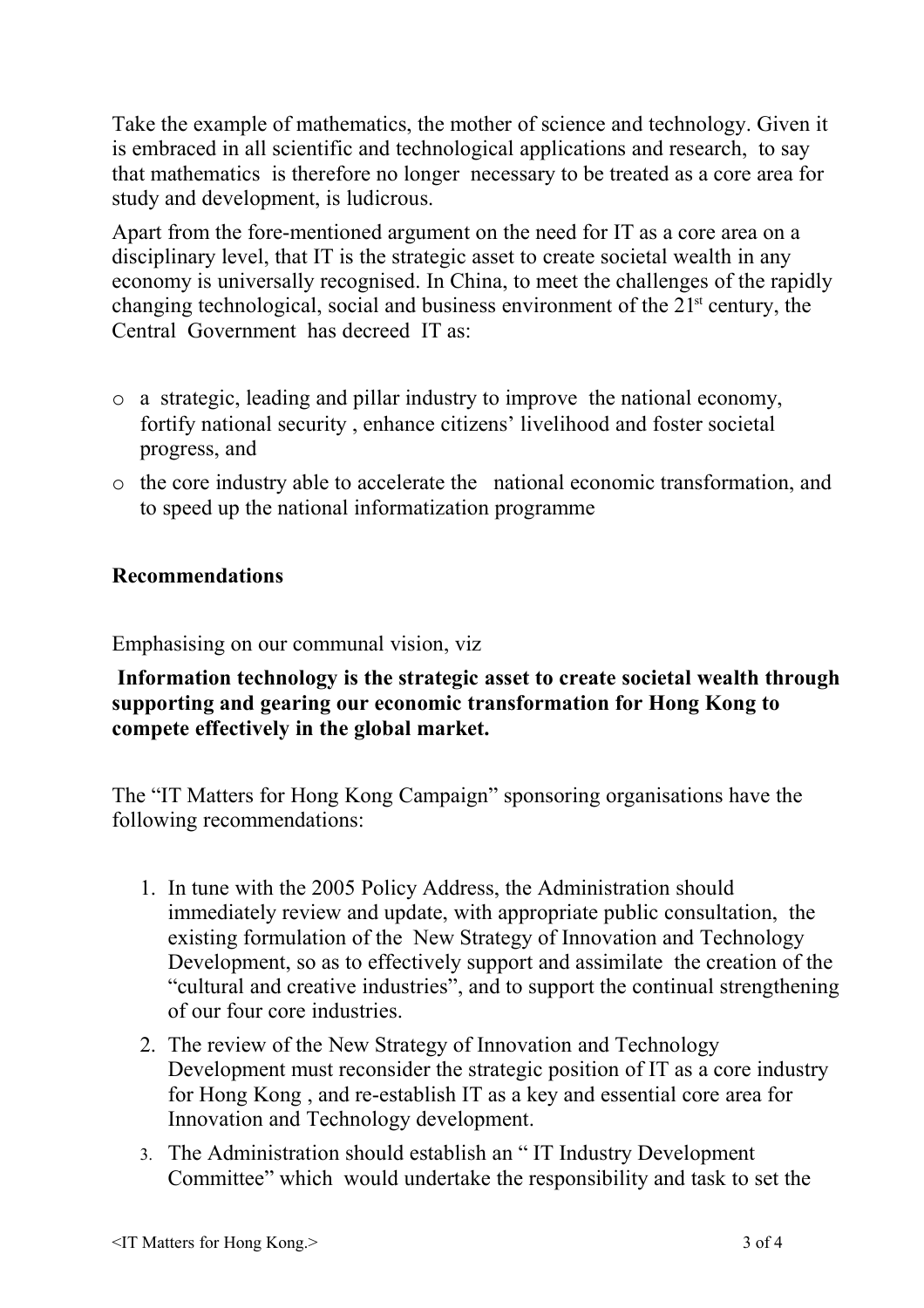Take the example of mathematics, the mother of science and technology. Given it is embraced in all scientific and technological applications and research, to say that mathematics is therefore no longer necessary to be treated as a core area for study and development, is ludicrous.

Apart from the fore-mentioned argument on the need for IT as a core area on a disciplinary level, that IT is the strategic asset to create societal wealth in any economy is universally recognised. In China, to meet the challenges of the rapidly changing technological, social and business environment of the 21st century, the Central Government has decreed IT as:

- a strategic, leading and pillar industry to improve the national economy, fortify national security , enhance citizens' livelihood and foster societal progress, and
- the core industry able to accelerate the national economic transformation, and to speed up the national informatization programme

**Recommendations**

Emphasising on our communal vision, viz

**Information technology is the strategic asset to create societal wealth through supporting and gearing our economic transformation for Hong Kong to compete effectively in the global market.**

The "IT Matters for Hong Kong Campaign" sponsoring organisations have the following recommendations:

1. In tune with the 2005 Policy Address, the Administration should immediately review and update, with appropriate public consultation, the existing formulation of the New Strategy of Innovation and Technology Development, so as to effectively support and assimilate the creation of the "cultural and creative industries", and to support the continual strengthening of our four core industries.
2. The review of the New Strategy of Innovation and Technology Development must reconsider the strategic position of IT as a core industry for Hong Kong , and re-establish IT as a key and essential core area for Innovation and Technology development.
3. The Administration should establish an " IT Industry Development Committee" which would undertake the responsibility and task to set the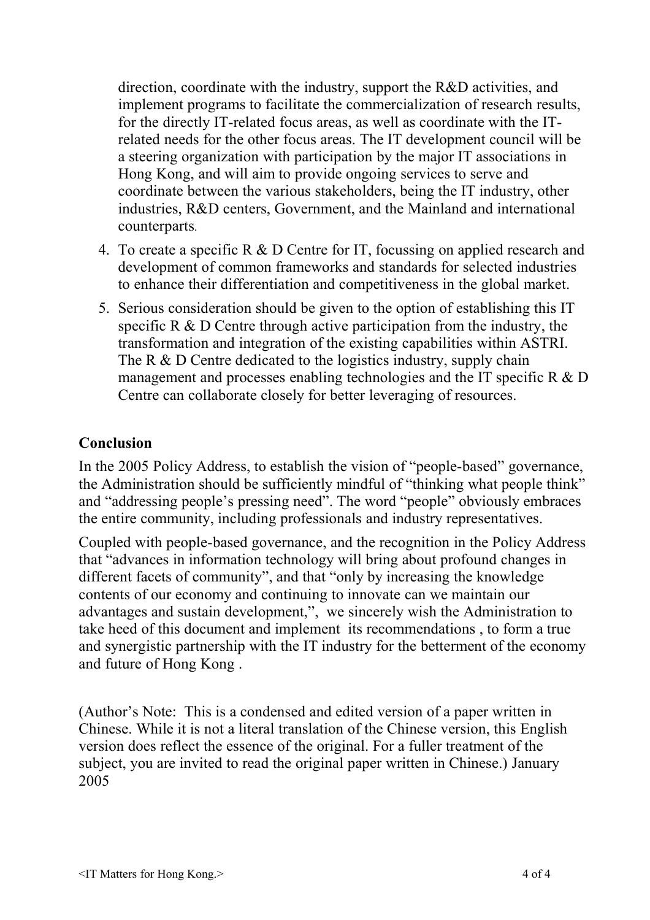direction, coordinate with the industry, support the R&D activities, and implement programs to facilitate the commercialization of research results, for the directly IT-related focus areas, as well as coordinate with the IT-related needs for the other focus areas. The IT development council will be a steering organization with participation by the major IT associations in Hong Kong, and will aim to provide ongoing services to serve and coordinate between the various stakeholders, being the IT industry, other industries, R&D centers, Government, and the Mainland and international counterparts.

4. To create a specific R & D Centre for IT, focussing on applied research and development of common frameworks and standards for selected industries to enhance their differentiation and competitiveness in the global market.
5. Serious consideration should be given to the option of establishing this IT specific R & D Centre through active participation from the industry, the transformation and integration of the existing capabilities within ASTRI. The R & D Centre dedicated to the logistics industry, supply chain management and processes enabling technologies and the IT specific R & D Centre can collaborate closely for better leveraging of resources.

## Conclusion

In the 2005 Policy Address, to establish the vision of "people-based" governance, the Administration should be sufficiently mindful of "thinking what people think" and "addressing people's pressing need". The word "people" obviously embraces the entire community, including professionals and industry representatives.

Coupled with people-based governance, and the recognition in the Policy Address that "advances in information technology will bring about profound changes in different facets of community", and that "only by increasing the knowledge contents of our economy and continuing to innovate can we maintain our advantages and sustain development,", we sincerely wish the Administration to take heed of this document and implement its recommendations , to form a true and synergistic partnership with the IT industry for the betterment of the economy and future of Hong Kong .

(Author's Note: This is a condensed and edited version of a paper written in Chinese. While it is not a literal translation of the Chinese version, this English version does reflect the essence of the original. For a fuller treatment of the subject, you are invited to read the original paper written in Chinese.) January 2005